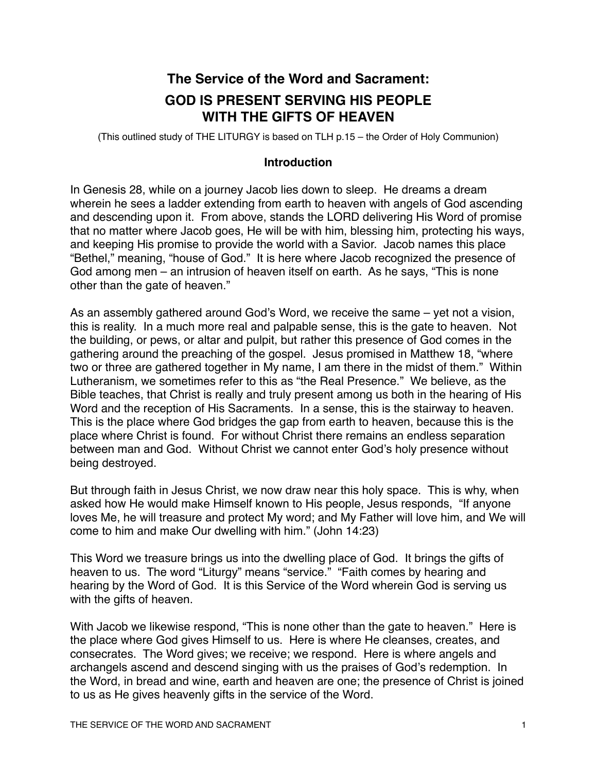# The Service of the Word and Sacrament:

# GOD IS PRESENT SERVING HIS PEOPLE WITH THE GIFTS OF HEAVEN

(This outlined study of THE LITURGY is based on TLH p.15 – the Order of Holy Communion)

## Introduction

In Genesis 28, while on a journey Jacob lies down to sleep. He dreams a dream wherein he sees a ladder extending from earth to heaven with angels of God ascending and descending upon it. From above, stands the LORD delivering His Word of promise that no matter where Jacob goes, He will be with him, blessing him, protecting his ways, and keeping His promise to provide the world with a Savior. Jacob names this place "Bethel," meaning, "house of God." It is here where Jacob recognized the presence of God among men – an intrusion of heaven itself on earth. As he says, "This is none other than the gate of heaven."

As an assembly gathered around God's Word, we receive the same – yet not a vision, this is reality. In a much more real and palpable sense, this is the gate to heaven. Not the building, or pews, or altar and pulpit, but rather this presence of God comes in the gathering around the preaching of the gospel. Jesus promised in Matthew 18, "where two or three are gathered together in My name, I am there in the midst of them." Within Lutheranism, we sometimes refer to this as "the Real Presence." We believe, as the Bible teaches, that Christ is really and truly present among us both in the hearing of His Word and the reception of His Sacraments. In a sense, this is the stairway to heaven. This is the place where God bridges the gap from earth to heaven, because this is the place where Christ is found. For without Christ there remains an endless separation between man and God. Without Christ we cannot enter God's holy presence without being destroyed.

But through faith in Jesus Christ, we now draw near this holy space. This is why, when asked how He would make Himself known to His people, Jesus responds, "If anyone loves Me, he will treasure and protect My word; and My Father will love him, and We will come to him and make Our dwelling with him." (John 14:23)

This Word we treasure brings us into the dwelling place of God. It brings the gifts of heaven to us. The word "Liturgy" means "service." "Faith comes by hearing and hearing by the Word of God. It is this Service of the Word wherein God is serving us with the gifts of heaven.

With Jacob we likewise respond, "This is none other than the gate to heaven." Here is the place where God gives Himself to us. Here is where He cleanses, creates, and consecrates. The Word gives; we receive; we respond. Here is where angels and archangels ascend and descend singing with us the praises of God's redemption. In the Word, in bread and wine, earth and heaven are one; the presence of Christ is joined to us as He gives heavenly gifts in the service of the Word.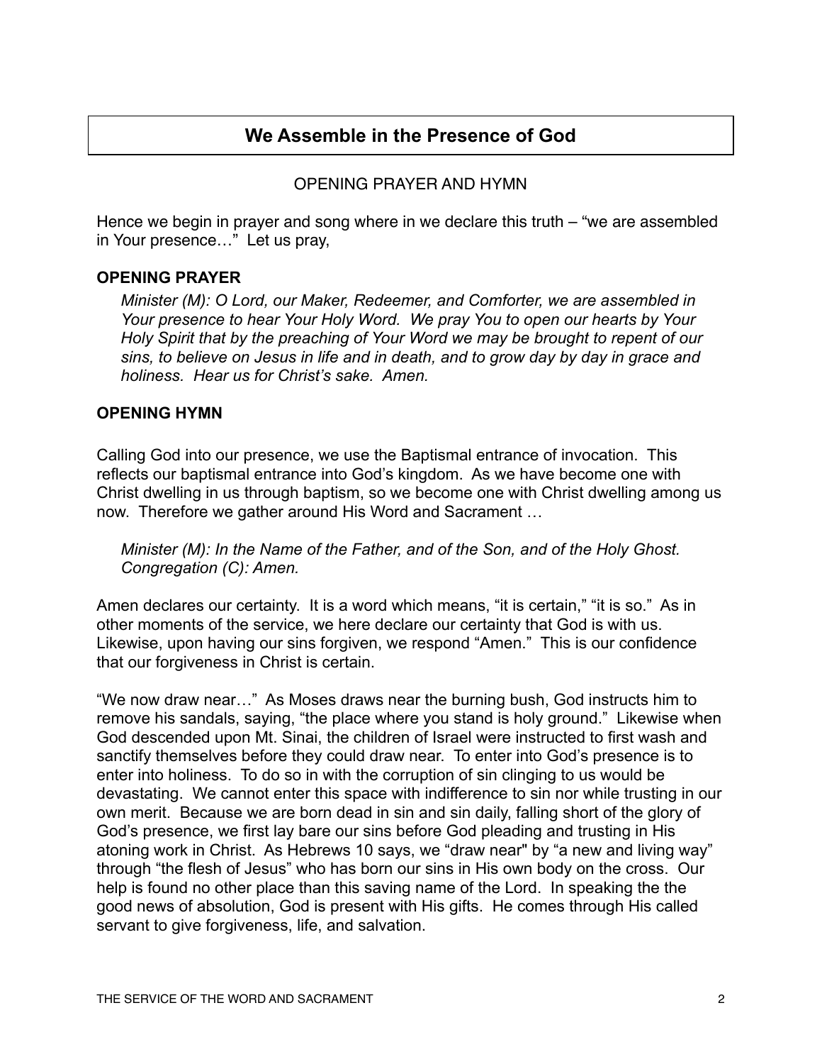## We Assemble in the Presence of God

OPENING PRAYER AND HYMN

Hence we begin in prayer and song where in we declare this truth – "we are assembled in Your presence…" Let us pray,

**OPENING PRAYER**

*Minister (M): O Lord, our Maker, Redeemer, and Comforter, we are assembled in Your presence to hear Your Holy Word. We pray You to open our hearts by Your Holy Spirit that by the preaching of Your Word we may be brought to repent of our sins, to believe on Jesus in life and in death, and to grow day by day in grace and holiness. Hear us for Christ's sake. Amen.*

**OPENING HYMN**

Calling God into our presence, we use the Baptismal entrance of invocation. This reflects our baptismal entrance into God's kingdom. As we have become one with Christ dwelling in us through baptism, so we become one with Christ dwelling among us now. Therefore we gather around His Word and Sacrament …

*Minister (M): In the Name of the Father, and of the Son, and of the Holy Ghost.*
*Congregation (C): Amen.*

Amen declares our certainty. It is a word which means, "it is certain," "it is so." As in other moments of the service, we here declare our certainty that God is with us. Likewise, upon having our sins forgiven, we respond "Amen." This is our confidence that our forgiveness in Christ is certain.

"We now draw near…" As Moses draws near the burning bush, God instructs him to remove his sandals, saying, "the place where you stand is holy ground." Likewise when God descended upon Mt. Sinai, the children of Israel were instructed to first wash and sanctify themselves before they could draw near. To enter into God's presence is to enter into holiness. To do so in with the corruption of sin clinging to us would be devastating. We cannot enter this space with indifference to sin nor while trusting in our own merit. Because we are born dead in sin and sin daily, falling short of the glory of God's presence, we first lay bare our sins before God pleading and trusting in His atoning work in Christ. As Hebrews 10 says, we "draw near" by "a new and living way" through "the flesh of Jesus" who has born our sins in His own body on the cross. Our help is found no other place than this saving name of the Lord. In speaking the the good news of absolution, God is present with His gifts. He comes through His called servant to give forgiveness, life, and salvation.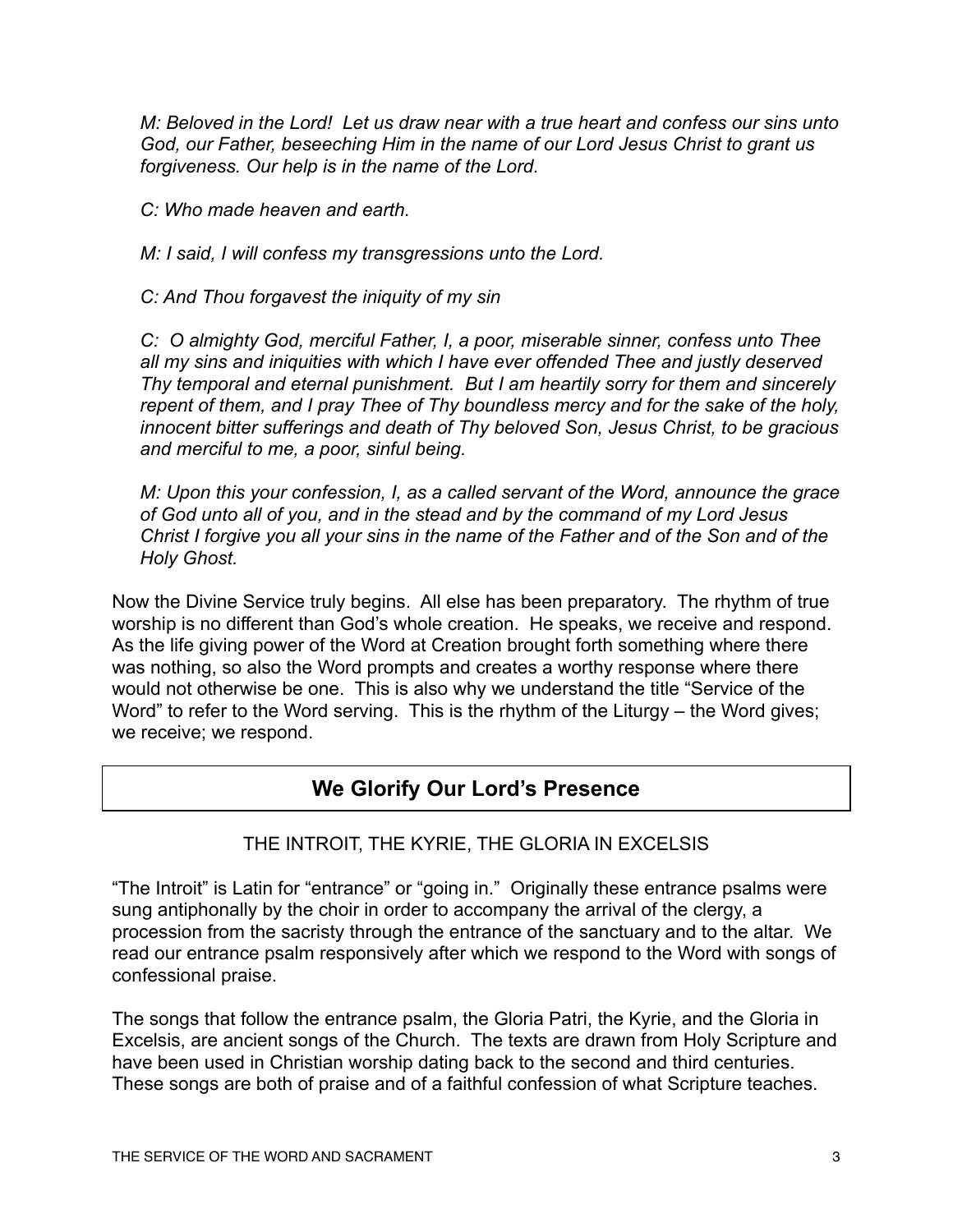*M: Beloved in the Lord! Let us draw near with a true heart and confess our sins unto God, our Father, beseeching Him in the name of our Lord Jesus Christ to grant us forgiveness. Our help is in the name of the Lord.*

*C: Who made heaven and earth.*

*M: I said, I will confess my transgressions unto the Lord.*

*C: And Thou forgavest the iniquity of my sin*

*C: O almighty God, merciful Father, I, a poor, miserable sinner, confess unto Thee all my sins and iniquities with which I have ever offended Thee and justly deserved Thy temporal and eternal punishment. But I am heartily sorry for them and sincerely repent of them, and I pray Thee of Thy boundless mercy and for the sake of the holy, innocent bitter sufferings and death of Thy beloved Son, Jesus Christ, to be gracious and merciful to me, a poor, sinful being.*

*M: Upon this your confession, I, as a called servant of the Word, announce the grace of God unto all of you, and in the stead and by the command of my Lord Jesus Christ I forgive you all your sins in the name of the Father and of the Son and of the Holy Ghost.*

Now the Divine Service truly begins. All else has been preparatory. The rhythm of true worship is no different than God's whole creation. He speaks, we receive and respond. As the life giving power of the Word at Creation brought forth something where there was nothing, so also the Word prompts and creates a worthy response where there would not otherwise be one. This is also why we understand the title "Service of the Word" to refer to the Word serving. This is the rhythm of the Liturgy – the Word gives; we receive; we respond.

## We Glorify Our Lord's Presence

THE INTROIT, THE KYRIE, THE GLORIA IN EXCELSIS

"The Introit" is Latin for "entrance" or "going in." Originally these entrance psalms were sung antiphonally by the choir in order to accompany the arrival of the clergy, a procession from the sacristy through the entrance of the sanctuary and to the altar. We read our entrance psalm responsively after which we respond to the Word with songs of confessional praise.

The songs that follow the entrance psalm, the Gloria Patri, the Kyrie, and the Gloria in Excelsis, are ancient songs of the Church. The texts are drawn from Holy Scripture and have been used in Christian worship dating back to the second and third centuries. These songs are both of praise and of a faithful confession of what Scripture teaches.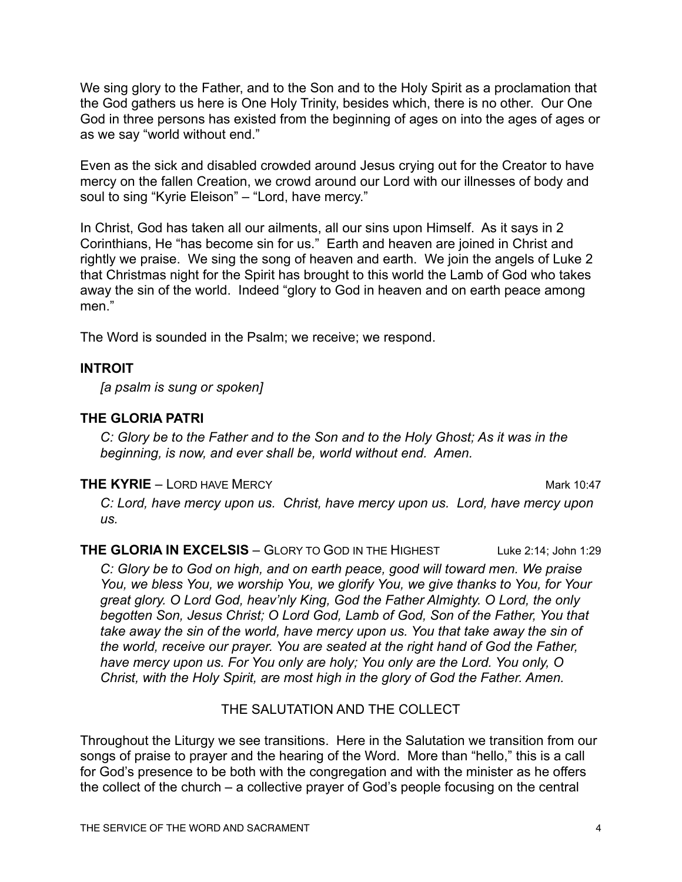We sing glory to the Father, and to the Son and to the Holy Spirit as a proclamation that the God gathers us here is One Holy Trinity, besides which, there is no other. Our One God in three persons has existed from the beginning of ages on into the ages of ages or as we say "world without end."

Even as the sick and disabled crowded around Jesus crying out for the Creator to have mercy on the fallen Creation, we crowd around our Lord with our illnesses of body and soul to sing "Kyrie Eleison" – "Lord, have mercy."

In Christ, God has taken all our ailments, all our sins upon Himself. As it says in 2 Corinthians, He "has become sin for us." Earth and heaven are joined in Christ and rightly we praise. We sing the song of heaven and earth. We join the angels of Luke 2 that Christmas night for the Spirit has brought to this world the Lamb of God who takes away the sin of the world. Indeed "glory to God in heaven and on earth peace among men."

The Word is sounded in the Psalm; we receive; we respond.

**INTROIT**

*[a psalm is sung or spoken]*

**THE GLORIA PATRI**

*C: Glory be to the Father and to the Son and to the Holy Ghost; As it was in the beginning, is now, and ever shall be, world without end. Amen.*

**THE KYRIE** – LORD HAVE MERCY — Mark 10:47

*C: Lord, have mercy upon us. Christ, have mercy upon us. Lord, have mercy upon us.*

**THE GLORIA IN EXCELSIS** – GLORY TO GOD IN THE HIGHEST — Luke 2:14; John 1:29

*C: Glory be to God on high, and on earth peace, good will toward men. We praise You, we bless You, we worship You, we glorify You, we give thanks to You, for Your great glory. O Lord God, heav'nly King, God the Father Almighty. O Lord, the only begotten Son, Jesus Christ; O Lord God, Lamb of God, Son of the Father, You that take away the sin of the world, have mercy upon us. You that take away the sin of the world, receive our prayer. You are seated at the right hand of God the Father, have mercy upon us. For You only are holy; You only are the Lord. You only, O Christ, with the Holy Spirit, are most high in the glory of God the Father. Amen.*

## THE SALUTATION AND THE COLLECT

Throughout the Liturgy we see transitions. Here in the Salutation we transition from our songs of praise to prayer and the hearing of the Word. More than "hello," this is a call for God's presence to be both with the congregation and with the minister as he offers the collect of the church – a collective prayer of God's people focusing on the central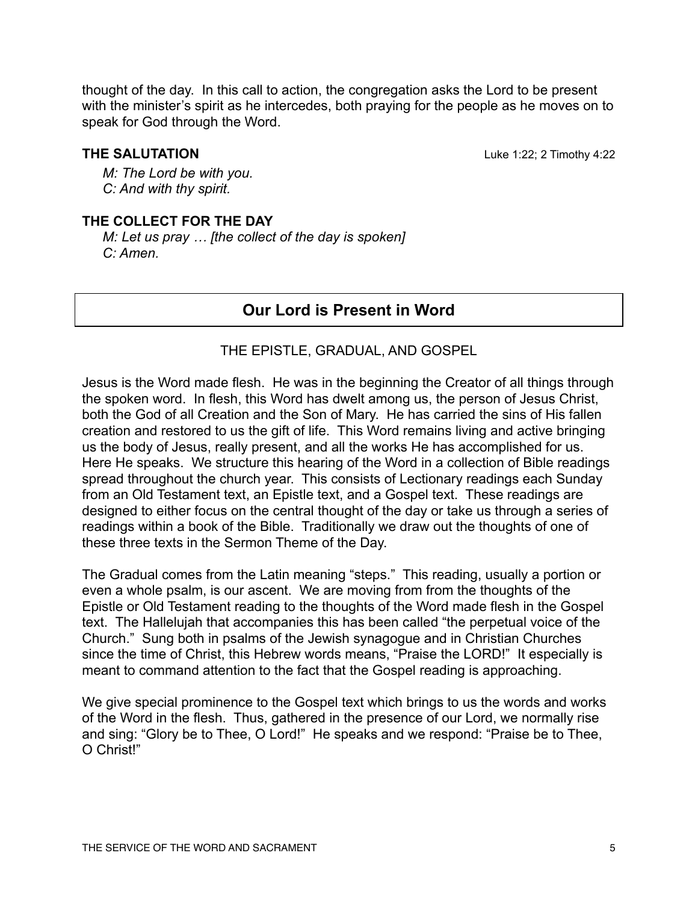thought of the day. In this call to action, the congregation asks the Lord to be present with the minister's spirit as he intercedes, both praying for the people as he moves on to speak for God through the Word.

### THE SALUTATION

Luke 1:22; 2 Timothy 4:22

*M: The Lord be with you.*
*C: And with thy spirit.*

### THE COLLECT FOR THE DAY

*M: Let us pray … [the collect of the day is spoken]*
*C: Amen.*

## Our Lord is Present in Word

THE EPISTLE, GRADUAL, AND GOSPEL

Jesus is the Word made flesh. He was in the beginning the Creator of all things through the spoken word. In flesh, this Word has dwelt among us, the person of Jesus Christ, both the God of all Creation and the Son of Mary. He has carried the sins of His fallen creation and restored to us the gift of life. This Word remains living and active bringing us the body of Jesus, really present, and all the works He has accomplished for us. Here He speaks. We structure this hearing of the Word in a collection of Bible readings spread throughout the church year. This consists of Lectionary readings each Sunday from an Old Testament text, an Epistle text, and a Gospel text. These readings are designed to either focus on the central thought of the day or take us through a series of readings within a book of the Bible. Traditionally we draw out the thoughts of one of these three texts in the Sermon Theme of the Day.

The Gradual comes from the Latin meaning "steps." This reading, usually a portion or even a whole psalm, is our ascent. We are moving from from the thoughts of the Epistle or Old Testament reading to the thoughts of the Word made flesh in the Gospel text. The Hallelujah that accompanies this has been called "the perpetual voice of the Church." Sung both in psalms of the Jewish synagogue and in Christian Churches since the time of Christ, this Hebrew words means, "Praise the LORD!" It especially is meant to command attention to the fact that the Gospel reading is approaching.

We give special prominence to the Gospel text which brings to us the words and works of the Word in the flesh. Thus, gathered in the presence of our Lord, we normally rise and sing: "Glory be to Thee, O Lord!" He speaks and we respond: "Praise be to Thee, O Christ!"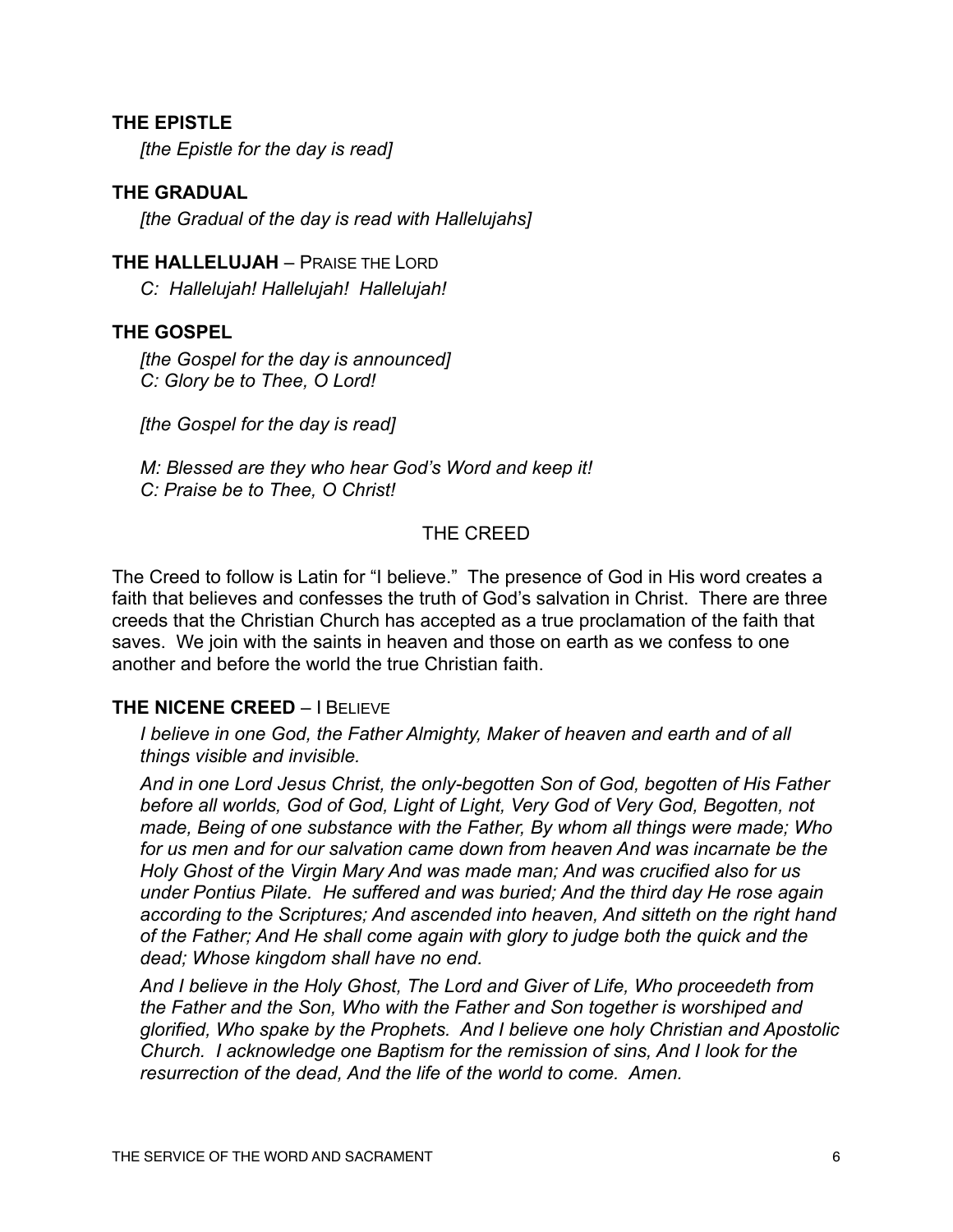**THE EPISTLE**

*[the Epistle for the day is read]*

**THE GRADUAL**

*[the Gradual of the day is read with Hallelujahs]*

**THE HALLELUJAH** – PRAISE THE LORD

*C: Hallelujah! Hallelujah! Hallelujah!*

**THE GOSPEL**

*[the Gospel for the day is announced]*
*C: Glory be to Thee, O Lord!*

*[the Gospel for the day is read]*

*M: Blessed are they who hear God's Word and keep it!*
*C: Praise be to Thee, O Christ!*

## THE CREED

The Creed to follow is Latin for "I believe." The presence of God in His word creates a faith that believes and confesses the truth of God's salvation in Christ. There are three creeds that the Christian Church has accepted as a true proclamation of the faith that saves. We join with the saints in heaven and those on earth as we confess to one another and before the world the true Christian faith.

**THE NICENE CREED** – I BELIEVE

*I believe in one God, the Father Almighty, Maker of heaven and earth and of all things visible and invisible.*

*And in one Lord Jesus Christ, the only-begotten Son of God, begotten of His Father before all worlds, God of God, Light of Light, Very God of Very God, Begotten, not made, Being of one substance with the Father, By whom all things were made; Who for us men and for our salvation came down from heaven And was incarnate be the Holy Ghost of the Virgin Mary And was made man; And was crucified also for us under Pontius Pilate. He suffered and was buried; And the third day He rose again according to the Scriptures; And ascended into heaven, And sitteth on the right hand of the Father; And He shall come again with glory to judge both the quick and the dead; Whose kingdom shall have no end.*

*And I believe in the Holy Ghost, The Lord and Giver of Life, Who proceedeth from the Father and the Son, Who with the Father and Son together is worshiped and glorified, Who spake by the Prophets. And I believe one holy Christian and Apostolic Church. I acknowledge one Baptism for the remission of sins, And I look for the resurrection of the dead, And the life of the world to come. Amen.*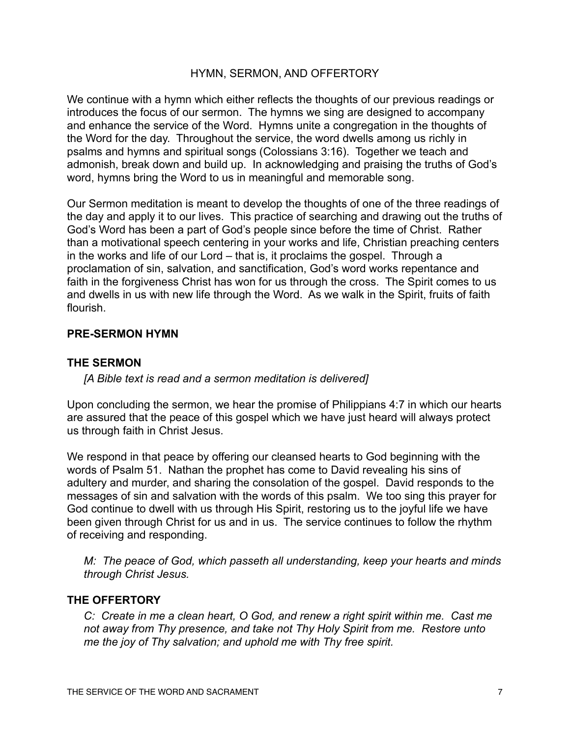## HYMN, SERMON, AND OFFERTORY

We continue with a hymn which either reflects the thoughts of our previous readings or introduces the focus of our sermon. The hymns we sing are designed to accompany and enhance the service of the Word. Hymns unite a congregation in the thoughts of the Word for the day. Throughout the service, the word dwells among us richly in psalms and hymns and spiritual songs (Colossians 3:16). Together we teach and admonish, break down and build up. In acknowledging and praising the truths of God's word, hymns bring the Word to us in meaningful and memorable song.

Our Sermon meditation is meant to develop the thoughts of one of the three readings of the day and apply it to our lives. This practice of searching and drawing out the truths of God's Word has been a part of God's people since before the time of Christ. Rather than a motivational speech centering in your works and life, Christian preaching centers in the works and life of our Lord – that is, it proclaims the gospel. Through a proclamation of sin, salvation, and sanctification, God's word works repentance and faith in the forgiveness Christ has won for us through the cross. The Spirit comes to us and dwells in us with new life through the Word. As we walk in the Spirit, fruits of faith flourish.

### PRE-SERMON HYMN

### THE SERMON

*[A Bible text is read and a sermon meditation is delivered]*

Upon concluding the sermon, we hear the promise of Philippians 4:7 in which our hearts are assured that the peace of this gospel which we have just heard will always protect us through faith in Christ Jesus.

We respond in that peace by offering our cleansed hearts to God beginning with the words of Psalm 51. Nathan the prophet has come to David revealing his sins of adultery and murder, and sharing the consolation of the gospel. David responds to the messages of sin and salvation with the words of this psalm. We too sing this prayer for God continue to dwell with us through His Spirit, restoring us to the joyful life we have been given through Christ for us and in us. The service continues to follow the rhythm of receiving and responding.

*M: The peace of God, which passeth all understanding, keep your hearts and minds through Christ Jesus.*

### THE OFFERTORY

*C: Create in me a clean heart, O God, and renew a right spirit within me. Cast me not away from Thy presence, and take not Thy Holy Spirit from me. Restore unto me the joy of Thy salvation; and uphold me with Thy free spirit.*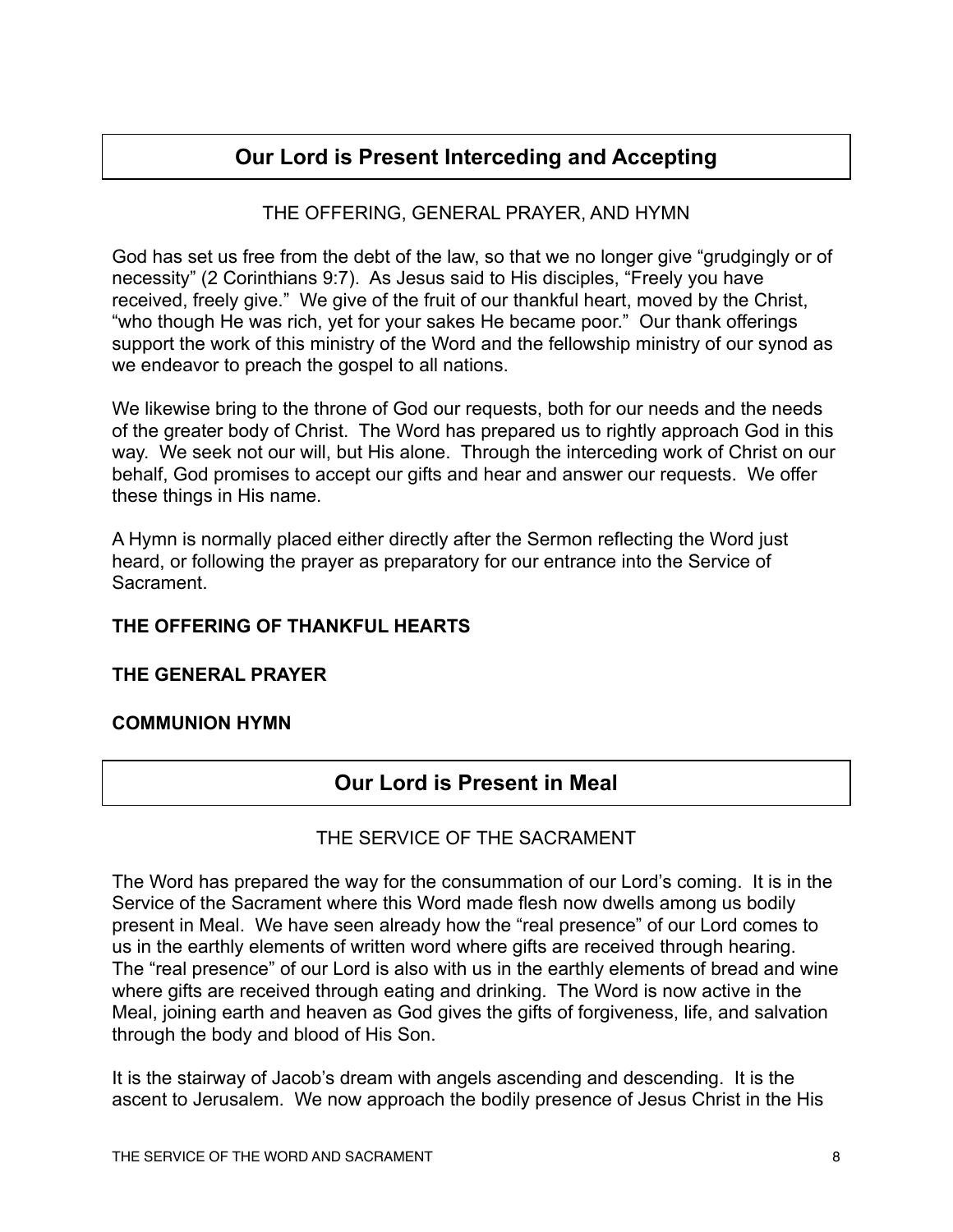## Our Lord is Present Interceding and Accepting

THE OFFERING, GENERAL PRAYER, AND HYMN

God has set us free from the debt of the law, so that we no longer give "grudgingly or of necessity" (2 Corinthians 9:7). As Jesus said to His disciples, "Freely you have received, freely give." We give of the fruit of our thankful heart, moved by the Christ, "who though He was rich, yet for your sakes He became poor." Our thank offerings support the work of this ministry of the Word and the fellowship ministry of our synod as we endeavor to preach the gospel to all nations.

We likewise bring to the throne of God our requests, both for our needs and the needs of the greater body of Christ. The Word has prepared us to rightly approach God in this way. We seek not our will, but His alone. Through the interceding work of Christ on our behalf, God promises to accept our gifts and hear and answer our requests. We offer these things in His name.

A Hymn is normally placed either directly after the Sermon reflecting the Word just heard, or following the prayer as preparatory for our entrance into the Service of Sacrament.

**THE OFFERING OF THANKFUL HEARTS**

**THE GENERAL PRAYER**

**COMMUNION HYMN**

## Our Lord is Present in Meal

THE SERVICE OF THE SACRAMENT

The Word has prepared the way for the consummation of our Lord's coming. It is in the Service of the Sacrament where this Word made flesh now dwells among us bodily present in Meal. We have seen already how the "real presence" of our Lord comes to us in the earthly elements of written word where gifts are received through hearing. The "real presence" of our Lord is also with us in the earthly elements of bread and wine where gifts are received through eating and drinking. The Word is now active in the Meal, joining earth and heaven as God gives the gifts of forgiveness, life, and salvation through the body and blood of His Son.

It is the stairway of Jacob's dream with angels ascending and descending. It is the ascent to Jerusalem. We now approach the bodily presence of Jesus Christ in the His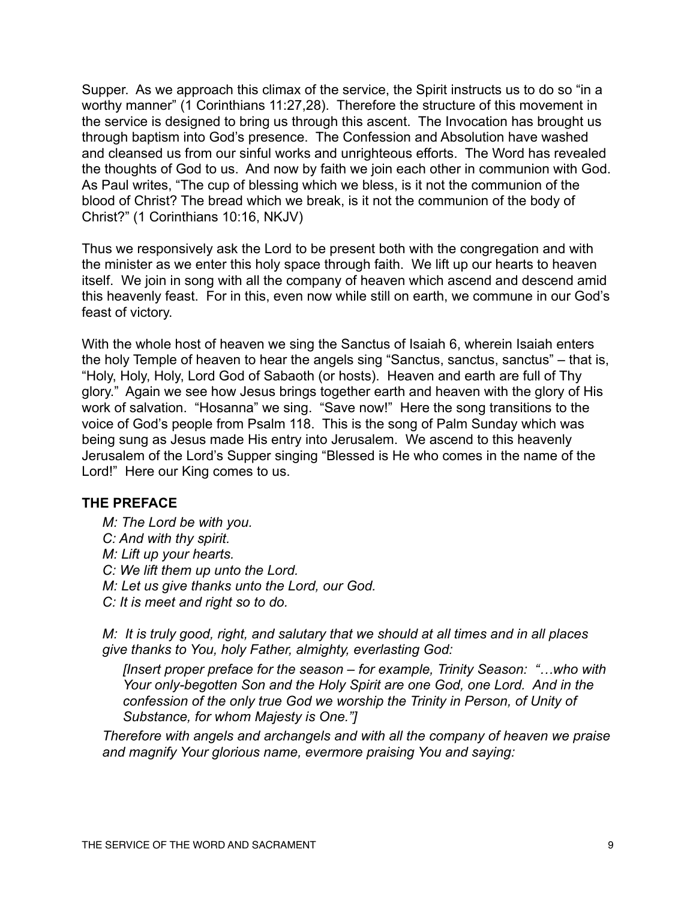Supper. As we approach this climax of the service, the Spirit instructs us to do so "in a worthy manner" (1 Corinthians 11:27,28). Therefore the structure of this movement in the service is designed to bring us through this ascent. The Invocation has brought us through baptism into God's presence. The Confession and Absolution have washed and cleansed us from our sinful works and unrighteous efforts. The Word has revealed the thoughts of God to us. And now by faith we join each other in communion with God. As Paul writes, "The cup of blessing which we bless, is it not the communion of the blood of Christ? The bread which we break, is it not the communion of the body of Christ?" (1 Corinthians 10:16, NKJV)

Thus we responsively ask the Lord to be present both with the congregation and with the minister as we enter this holy space through faith. We lift up our hearts to heaven itself. We join in song with all the company of heaven which ascend and descend amid this heavenly feast. For in this, even now while still on earth, we commune in our God's feast of victory.

With the whole host of heaven we sing the Sanctus of Isaiah 6, wherein Isaiah enters the holy Temple of heaven to hear the angels sing "Sanctus, sanctus, sanctus" – that is, "Holy, Holy, Holy, Lord God of Sabaoth (or hosts). Heaven and earth are full of Thy glory." Again we see how Jesus brings together earth and heaven with the glory of His work of salvation. "Hosanna" we sing. "Save now!" Here the song transitions to the voice of God's people from Psalm 118. This is the song of Palm Sunday which was being sung as Jesus made His entry into Jerusalem. We ascend to this heavenly Jerusalem of the Lord's Supper singing "Blessed is He who comes in the name of the Lord!" Here our King comes to us.

### THE PREFACE

*M: The Lord be with you.*
*C: And with thy spirit.*
*M: Lift up your hearts.*
*C: We lift them up unto the Lord.*
*M: Let us give thanks unto the Lord, our God.*
*C: It is meet and right so to do.*

*M: It is truly good, right, and salutary that we should at all times and in all places give thanks to You, holy Father, almighty, everlasting God:*

> *[Insert proper preface for the season – for example, Trinity Season: "…who with Your only-begotten Son and the Holy Spirit are one God, one Lord. And in the confession of the only true God we worship the Trinity in Person, of Unity of Substance, for whom Majesty is One."]*

*Therefore with angels and archangels and with all the company of heaven we praise and magnify Your glorious name, evermore praising You and saying:*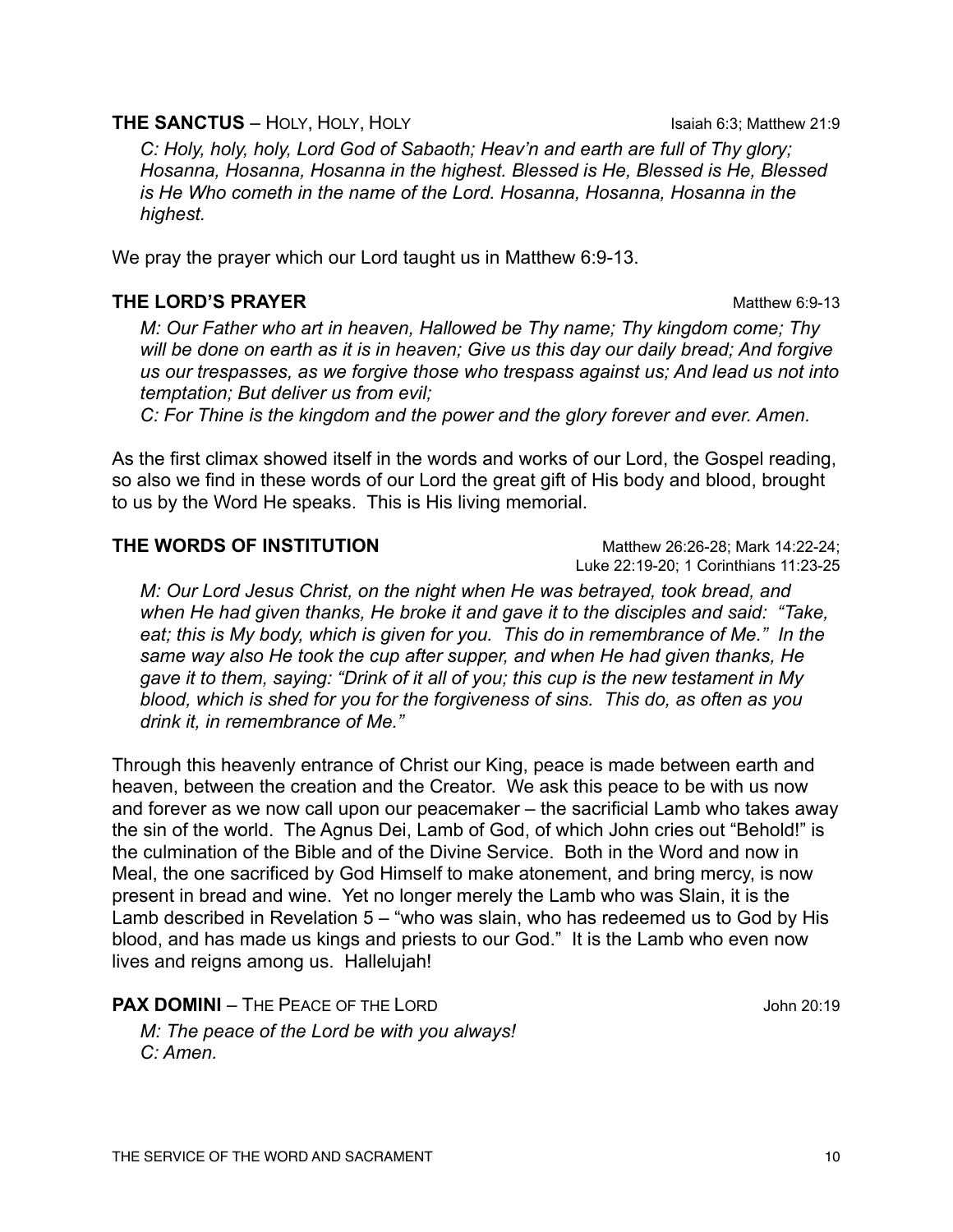**THE SANCTUS** – HOLY, HOLY, HOLY Isaiah 6:3; Matthew 21:9

*C: Holy, holy, holy, Lord God of Sabaoth; Heav'n and earth are full of Thy glory; Hosanna, Hosanna, Hosanna in the highest. Blessed is He, Blessed is He, Blessed is He Who cometh in the name of the Lord. Hosanna, Hosanna, Hosanna in the highest.*

We pray the prayer which our Lord taught us in Matthew 6:9-13.

**THE LORD'S PRAYER** Matthew 6:9-13

*M: Our Father who art in heaven, Hallowed be Thy name; Thy kingdom come; Thy will be done on earth as it is in heaven; Give us this day our daily bread; And forgive us our trespasses, as we forgive those who trespass against us; And lead us not into temptation; But deliver us from evil;*
*C: For Thine is the kingdom and the power and the glory forever and ever. Amen.*

As the first climax showed itself in the words and works of our Lord, the Gospel reading, so also we find in these words of our Lord the great gift of His body and blood, brought to us by the Word He speaks. This is His living memorial.

**THE WORDS OF INSTITUTION** Matthew 26:26-28; Mark 14:22-24; Luke 22:19-20; 1 Corinthians 11:23-25

*M: Our Lord Jesus Christ, on the night when He was betrayed, took bread, and when He had given thanks, He broke it and gave it to the disciples and said: "Take, eat; this is My body, which is given for you. This do in remembrance of Me." In the same way also He took the cup after supper, and when He had given thanks, He gave it to them, saying: "Drink of it all of you; this cup is the new testament in My blood, which is shed for you for the forgiveness of sins. This do, as often as you drink it, in remembrance of Me."*

Through this heavenly entrance of Christ our King, peace is made between earth and heaven, between the creation and the Creator. We ask this peace to be with us now and forever as we now call upon our peacemaker – the sacrificial Lamb who takes away the sin of the world. The Agnus Dei, Lamb of God, of which John cries out "Behold!" is the culmination of the Bible and of the Divine Service. Both in the Word and now in Meal, the one sacrificed by God Himself to make atonement, and bring mercy, is now present in bread and wine. Yet no longer merely the Lamb who was Slain, it is the Lamb described in Revelation 5 – "who was slain, who has redeemed us to God by His blood, and has made us kings and priests to our God." It is the Lamb who even now lives and reigns among us. Hallelujah!

**PAX DOMINI** – THE PEACE OF THE LORD John 20:19

*M: The peace of the Lord be with you always!*
*C: Amen.*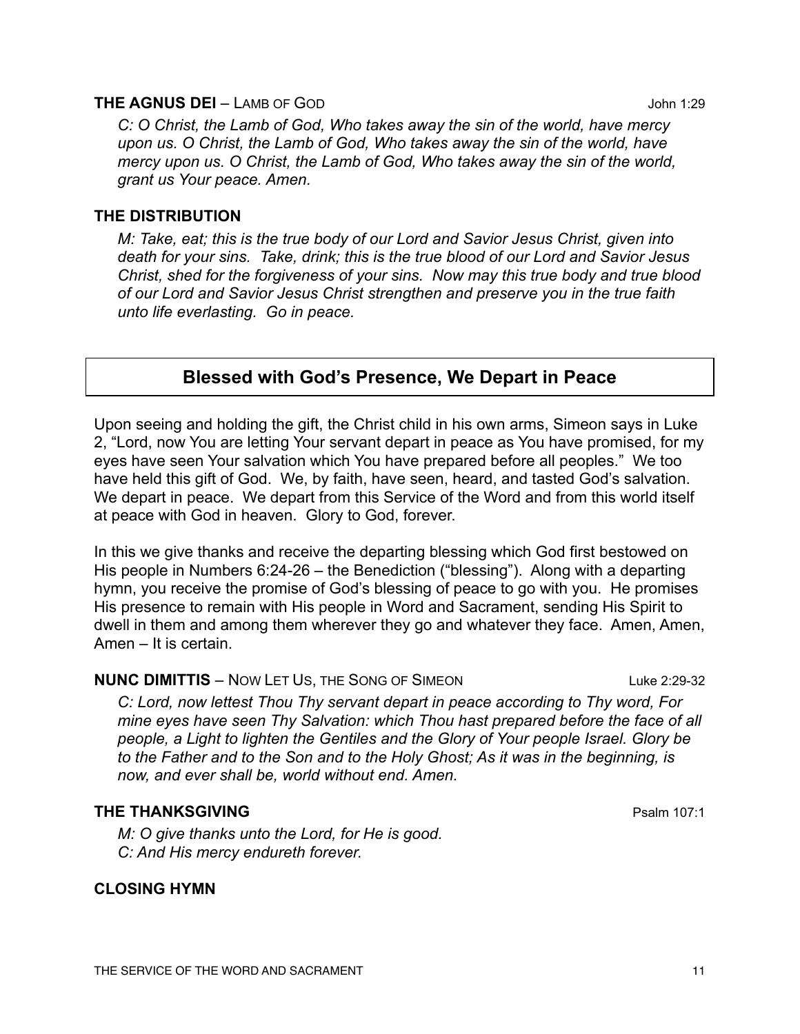**THE AGNUS DEI** – LAMB OF GOD John 1:29

*C: O Christ, the Lamb of God, Who takes away the sin of the world, have mercy upon us. O Christ, the Lamb of God, Who takes away the sin of the world, have mercy upon us. O Christ, the Lamb of God, Who takes away the sin of the world, grant us Your peace. Amen.*

**THE DISTRIBUTION**

*M: Take, eat; this is the true body of our Lord and Savior Jesus Christ, given into death for your sins. Take, drink; this is the true blood of our Lord and Savior Jesus Christ, shed for the forgiveness of your sins. Now may this true body and true blood of our Lord and Savior Jesus Christ strengthen and preserve you in the true faith unto life everlasting. Go in peace.*

## Blessed with God's Presence, We Depart in Peace

Upon seeing and holding the gift, the Christ child in his own arms, Simeon says in Luke 2, "Lord, now You are letting Your servant depart in peace as You have promised, for my eyes have seen Your salvation which You have prepared before all peoples." We too have held this gift of God. We, by faith, have seen, heard, and tasted God's salvation. We depart in peace. We depart from this Service of the Word and from this world itself at peace with God in heaven. Glory to God, forever.

In this we give thanks and receive the departing blessing which God first bestowed on His people in Numbers 6:24-26 – the Benediction ("blessing"). Along with a departing hymn, you receive the promise of God's blessing of peace to go with you. He promises His presence to remain with His people in Word and Sacrament, sending His Spirit to dwell in them and among them wherever they go and whatever they face. Amen, Amen, Amen – It is certain.

**NUNC DIMITTIS** – NOW LET US, THE SONG OF SIMEON Luke 2:29-32

*C: Lord, now lettest Thou Thy servant depart in peace according to Thy word, For mine eyes have seen Thy Salvation: which Thou hast prepared before the face of all people, a Light to lighten the Gentiles and the Glory of Your people Israel. Glory be to the Father and to the Son and to the Holy Ghost; As it was in the beginning, is now, and ever shall be, world without end. Amen.*

**THE THANKSGIVING** Psalm 107:1

*M: O give thanks unto the Lord, for He is good.*
*C: And His mercy endureth forever.*

**CLOSING HYMN**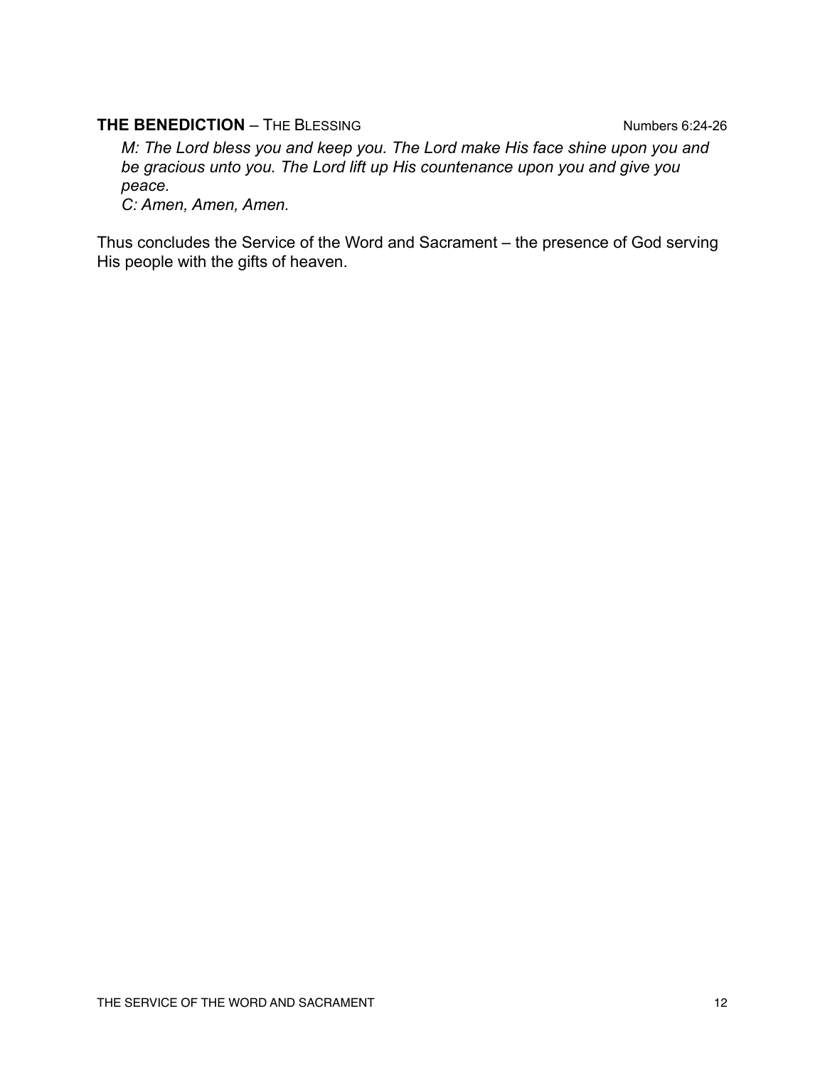### **THE BENEDICTION** – THE BLESSING Numbers 6:24-26

*M: The Lord bless you and keep you. The Lord make His face shine upon you and be gracious unto you. The Lord lift up His countenance upon you and give you peace.*
*C: Amen, Amen, Amen.*

Thus concludes the Service of the Word and Sacrament – the presence of God serving His people with the gifts of heaven.